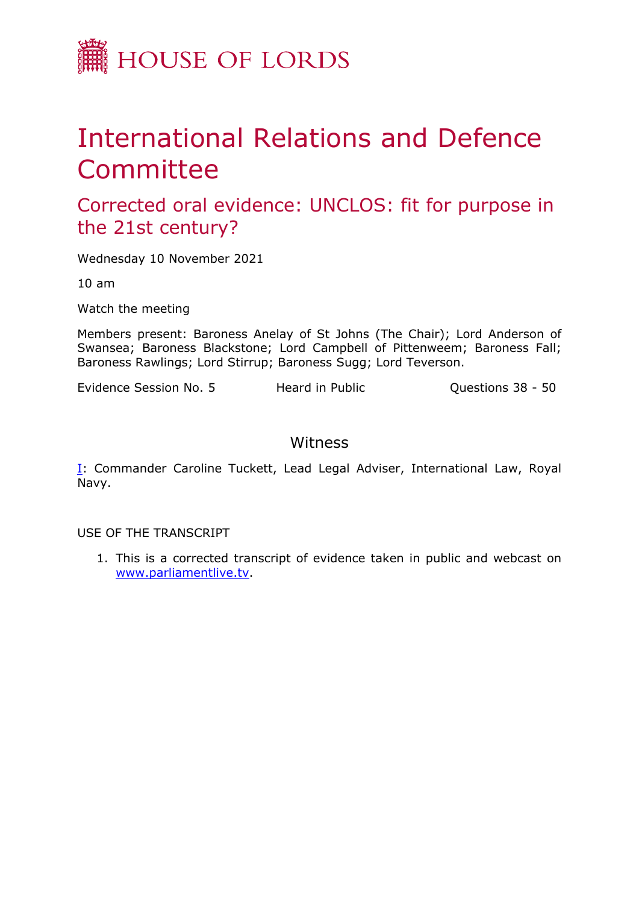# HOUSE OF LORDS

# International Relations and Defence Committee

## Corrected oral evidence: UNCLOS: fit for purpose in the 21st century?

Wednesday 10 November 2021

10 am

Watch the meeting

Members present: Baroness Anelay of St Johns (The Chair); Lord Anderson of Swansea; Baroness Blackstone; Lord Campbell of Pittenweem; Baroness Fall; Baroness Rawlings; Lord Stirrup; Baroness Sugg; Lord Teverson.

Evidence Session No. 5 | Heard in Public | Questions 38 - 50

### Witness

I: Commander Caroline Tuckett, Lead Legal Adviser, International Law, Royal Navy.

USE OF THE TRANSCRIPT

1. This is a corrected transcript of evidence taken in public and webcast on www.parliamentlive.tv.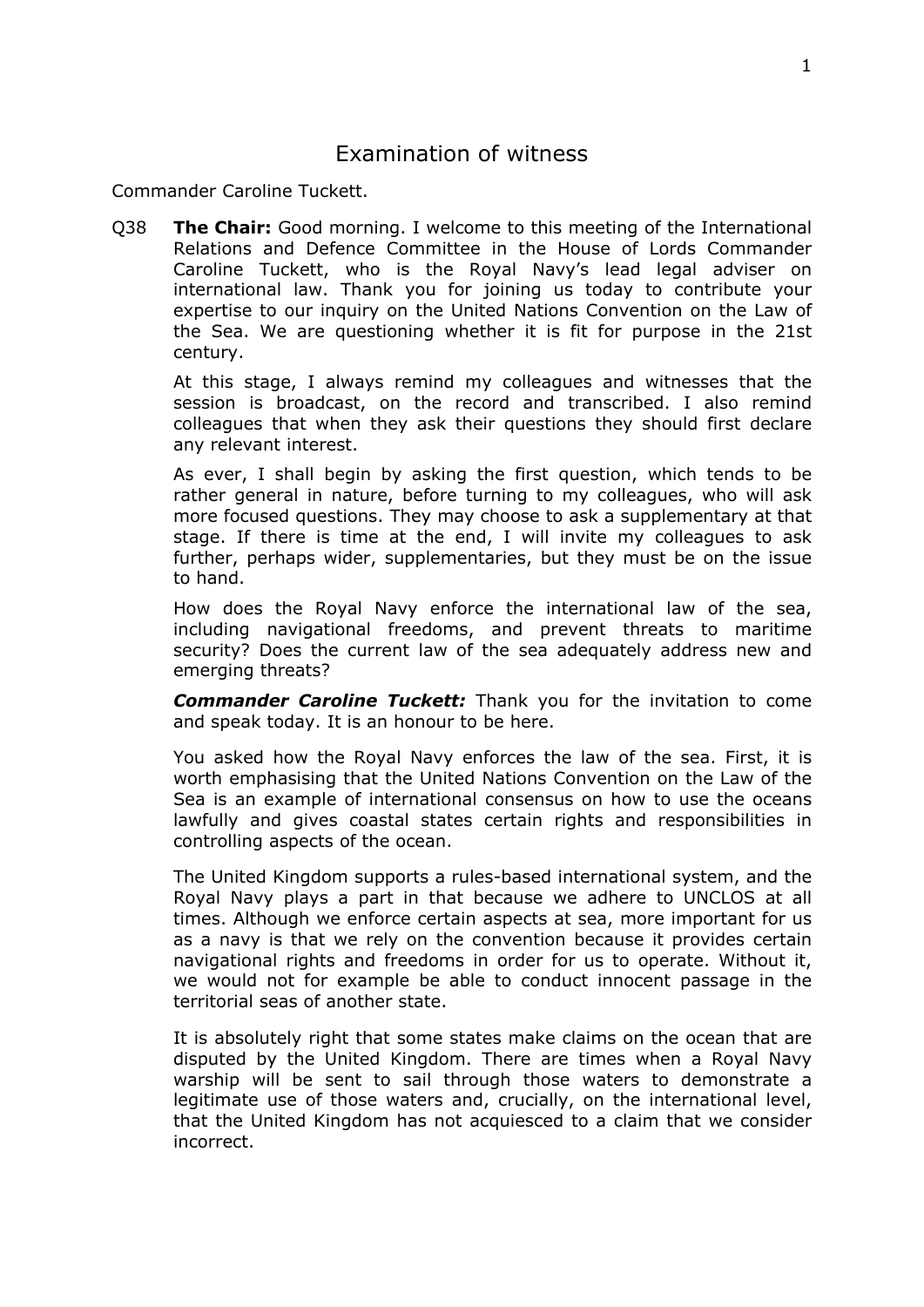# Examination of witness

Commander Caroline Tuckett.

Q38 **The Chair:** Good morning. I welcome to this meeting of the International Relations and Defence Committee in the House of Lords Commander Caroline Tuckett, who is the Royal Navy's lead legal adviser on international law. Thank you for joining us today to contribute your expertise to our inquiry on the United Nations Convention on the Law of the Sea. We are questioning whether it is fit for purpose in the 21st century.

At this stage, I always remind my colleagues and witnesses that the session is broadcast, on the record and transcribed. I also remind colleagues that when they ask their questions they should first declare any relevant interest.

As ever, I shall begin by asking the first question, which tends to be rather general in nature, before turning to my colleagues, who will ask more focused questions. They may choose to ask a supplementary at that stage. If there is time at the end, I will invite my colleagues to ask further, perhaps wider, supplementaries, but they must be on the issue to hand.

How does the Royal Navy enforce the international law of the sea, including navigational freedoms, and prevent threats to maritime security? Does the current law of the sea adequately address new and emerging threats?

***Commander Caroline Tuckett:*** Thank you for the invitation to come and speak today. It is an honour to be here.

You asked how the Royal Navy enforces the law of the sea. First, it is worth emphasising that the United Nations Convention on the Law of the Sea is an example of international consensus on how to use the oceans lawfully and gives coastal states certain rights and responsibilities in controlling aspects of the ocean.

The United Kingdom supports a rules-based international system, and the Royal Navy plays a part in that because we adhere to UNCLOS at all times. Although we enforce certain aspects at sea, more important for us as a navy is that we rely on the convention because it provides certain navigational rights and freedoms in order for us to operate. Without it, we would not for example be able to conduct innocent passage in the territorial seas of another state.

It is absolutely right that some states make claims on the ocean that are disputed by the United Kingdom. There are times when a Royal Navy warship will be sent to sail through those waters to demonstrate a legitimate use of those waters and, crucially, on the international level, that the United Kingdom has not acquiesced to a claim that we consider incorrect.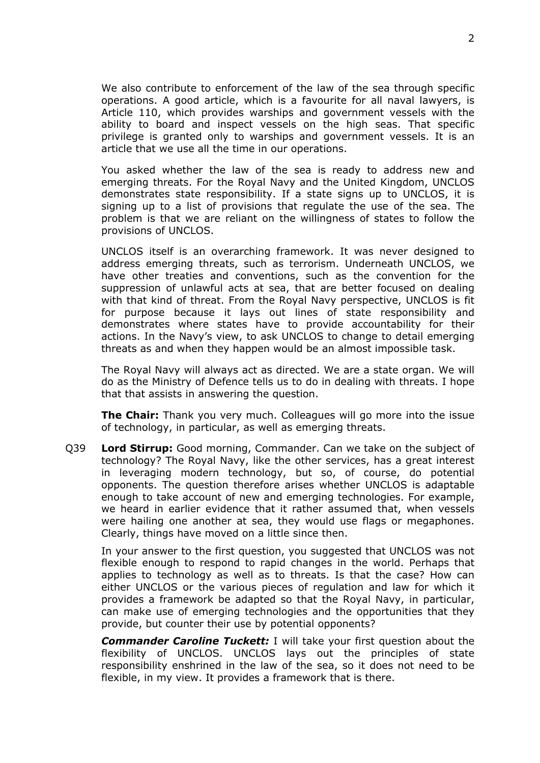We also contribute to enforcement of the law of the sea through specific operations. A good article, which is a favourite for all naval lawyers, is Article 110, which provides warships and government vessels with the ability to board and inspect vessels on the high seas. That specific privilege is granted only to warships and government vessels. It is an article that we use all the time in our operations.

You asked whether the law of the sea is ready to address new and emerging threats. For the Royal Navy and the United Kingdom, UNCLOS demonstrates state responsibility. If a state signs up to UNCLOS, it is signing up to a list of provisions that regulate the use of the sea. The problem is that we are reliant on the willingness of states to follow the provisions of UNCLOS.

UNCLOS itself is an overarching framework. It was never designed to address emerging threats, such as terrorism. Underneath UNCLOS, we have other treaties and conventions, such as the convention for the suppression of unlawful acts at sea, that are better focused on dealing with that kind of threat. From the Royal Navy perspective, UNCLOS is fit for purpose because it lays out lines of state responsibility and demonstrates where states have to provide accountability for their actions. In the Navy's view, to ask UNCLOS to change to detail emerging threats as and when they happen would be an almost impossible task.

The Royal Navy will always act as directed. We are a state organ. We will do as the Ministry of Defence tells us to do in dealing with threats. I hope that that assists in answering the question.

**The Chair:** Thank you very much. Colleagues will go more into the issue of technology, in particular, as well as emerging threats.

Q39 **Lord Stirrup:** Good morning, Commander. Can we take on the subject of technology? The Royal Navy, like the other services, has a great interest in leveraging modern technology, but so, of course, do potential opponents. The question therefore arises whether UNCLOS is adaptable enough to take account of new and emerging technologies. For example, we heard in earlier evidence that it rather assumed that, when vessels were hailing one another at sea, they would use flags or megaphones. Clearly, things have moved on a little since then.

In your answer to the first question, you suggested that UNCLOS was not flexible enough to respond to rapid changes in the world. Perhaps that applies to technology as well as to threats. Is that the case? How can either UNCLOS or the various pieces of regulation and law for which it provides a framework be adapted so that the Royal Navy, in particular, can make use of emerging technologies and the opportunities that they provide, but counter their use by potential opponents?

***Commander Caroline Tuckett:*** I will take your first question about the flexibility of UNCLOS. UNCLOS lays out the principles of state responsibility enshrined in the law of the sea, so it does not need to be flexible, in my view. It provides a framework that is there.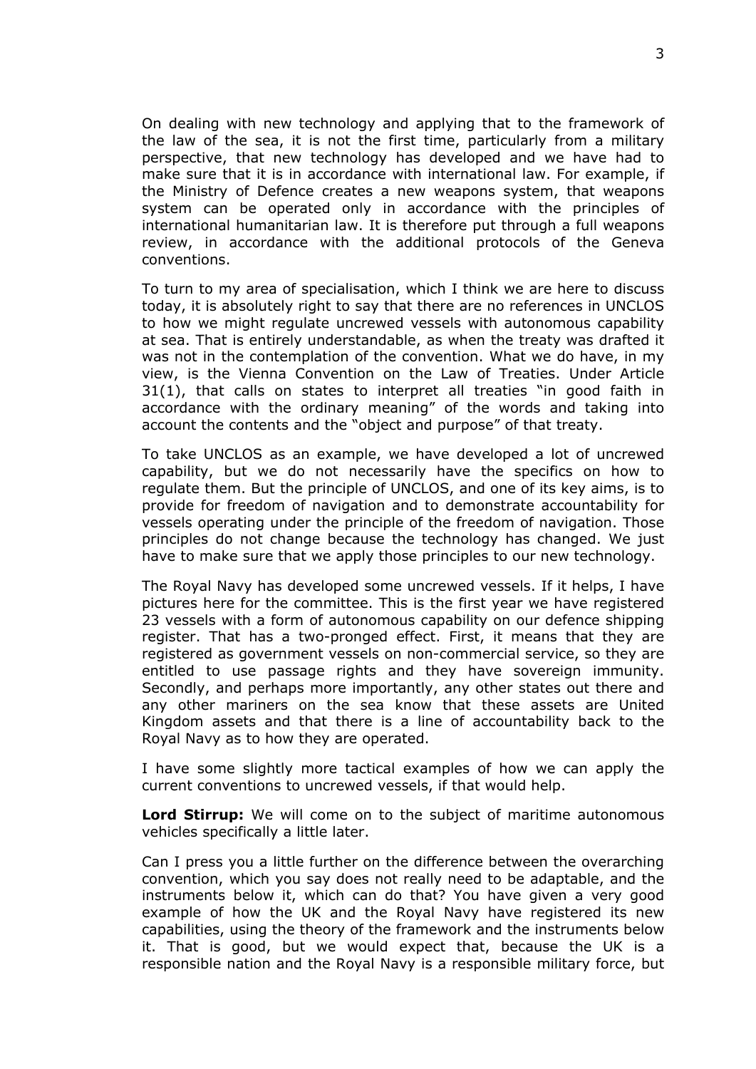On dealing with new technology and applying that to the framework of the law of the sea, it is not the first time, particularly from a military perspective, that new technology has developed and we have had to make sure that it is in accordance with international law. For example, if the Ministry of Defence creates a new weapons system, that weapons system can be operated only in accordance with the principles of international humanitarian law. It is therefore put through a full weapons review, in accordance with the additional protocols of the Geneva conventions.

To turn to my area of specialisation, which I think we are here to discuss today, it is absolutely right to say that there are no references in UNCLOS to how we might regulate uncrewed vessels with autonomous capability at sea. That is entirely understandable, as when the treaty was drafted it was not in the contemplation of the convention. What we do have, in my view, is the Vienna Convention on the Law of Treaties. Under Article 31(1), that calls on states to interpret all treaties "in good faith in accordance with the ordinary meaning" of the words and taking into account the contents and the "object and purpose" of that treaty.

To take UNCLOS as an example, we have developed a lot of uncrewed capability, but we do not necessarily have the specifics on how to regulate them. But the principle of UNCLOS, and one of its key aims, is to provide for freedom of navigation and to demonstrate accountability for vessels operating under the principle of the freedom of navigation. Those principles do not change because the technology has changed. We just have to make sure that we apply those principles to our new technology.

The Royal Navy has developed some uncrewed vessels. If it helps, I have pictures here for the committee. This is the first year we have registered 23 vessels with a form of autonomous capability on our defence shipping register. That has a two-pronged effect. First, it means that they are registered as government vessels on non-commercial service, so they are entitled to use passage rights and they have sovereign immunity. Secondly, and perhaps more importantly, any other states out there and any other mariners on the sea know that these assets are United Kingdom assets and that there is a line of accountability back to the Royal Navy as to how they are operated.

I have some slightly more tactical examples of how we can apply the current conventions to uncrewed vessels, if that would help.

**Lord Stirrup:** We will come on to the subject of maritime autonomous vehicles specifically a little later.

Can I press you a little further on the difference between the overarching convention, which you say does not really need to be adaptable, and the instruments below it, which can do that? You have given a very good example of how the UK and the Royal Navy have registered its new capabilities, using the theory of the framework and the instruments below it. That is good, but we would expect that, because the UK is a responsible nation and the Royal Navy is a responsible military force, but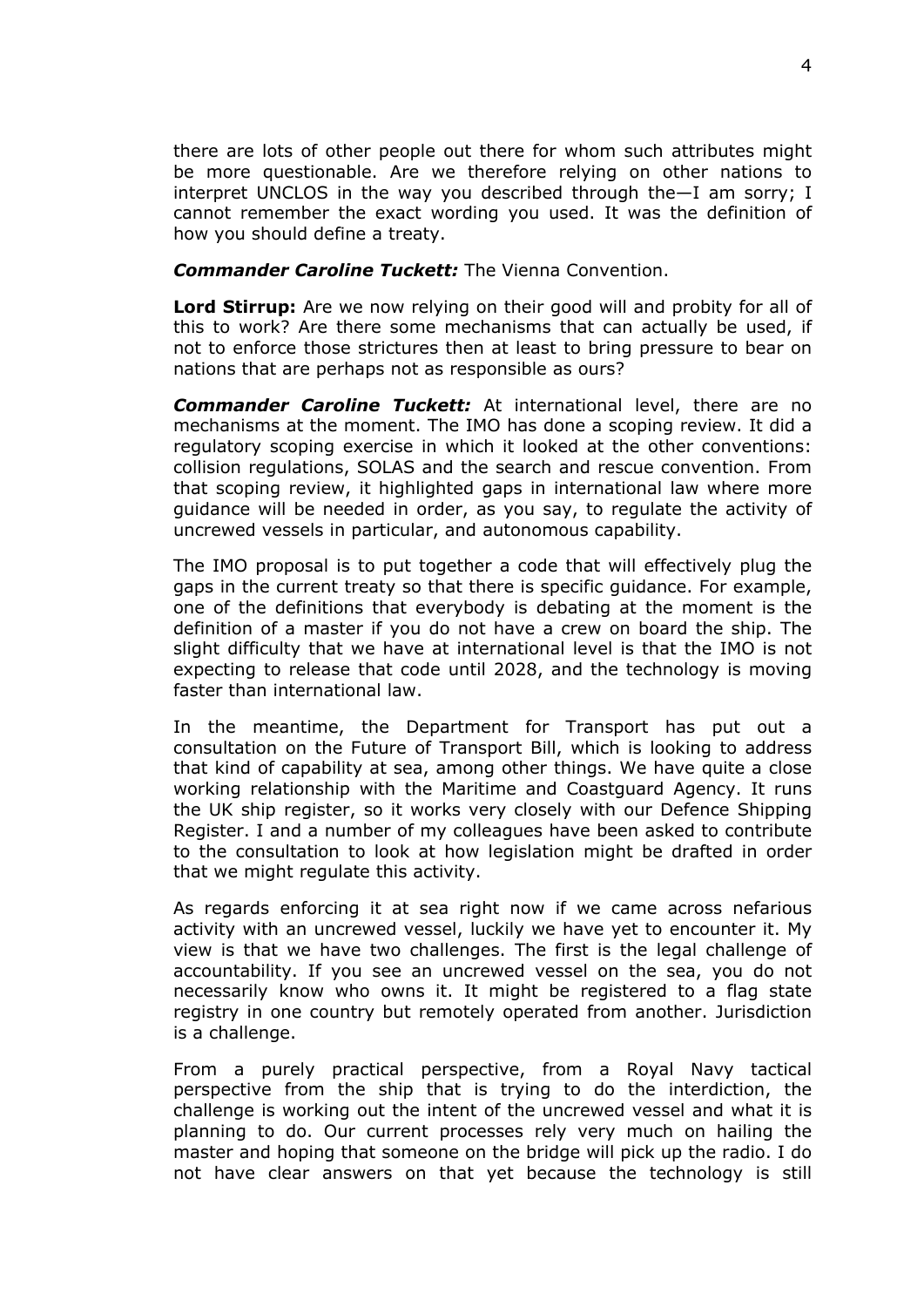there are lots of other people out there for whom such attributes might be more questionable. Are we therefore relying on other nations to interpret UNCLOS in the way you described through the—I am sorry; I cannot remember the exact wording you used. It was the definition of how you should define a treaty.

***Commander Caroline Tuckett:*** The Vienna Convention.

**Lord Stirrup:** Are we now relying on their good will and probity for all of this to work? Are there some mechanisms that can actually be used, if not to enforce those strictures then at least to bring pressure to bear on nations that are perhaps not as responsible as ours?

***Commander Caroline Tuckett:*** At international level, there are no mechanisms at the moment. The IMO has done a scoping review. It did a regulatory scoping exercise in which it looked at the other conventions: collision regulations, SOLAS and the search and rescue convention. From that scoping review, it highlighted gaps in international law where more guidance will be needed in order, as you say, to regulate the activity of uncrewed vessels in particular, and autonomous capability.

The IMO proposal is to put together a code that will effectively plug the gaps in the current treaty so that there is specific guidance. For example, one of the definitions that everybody is debating at the moment is the definition of a master if you do not have a crew on board the ship. The slight difficulty that we have at international level is that the IMO is not expecting to release that code until 2028, and the technology is moving faster than international law.

In the meantime, the Department for Transport has put out a consultation on the Future of Transport Bill, which is looking to address that kind of capability at sea, among other things. We have quite a close working relationship with the Maritime and Coastguard Agency. It runs the UK ship register, so it works very closely with our Defence Shipping Register. I and a number of my colleagues have been asked to contribute to the consultation to look at how legislation might be drafted in order that we might regulate this activity.

As regards enforcing it at sea right now if we came across nefarious activity with an uncrewed vessel, luckily we have yet to encounter it. My view is that we have two challenges. The first is the legal challenge of accountability. If you see an uncrewed vessel on the sea, you do not necessarily know who owns it. It might be registered to a flag state registry in one country but remotely operated from another. Jurisdiction is a challenge.

From a purely practical perspective, from a Royal Navy tactical perspective from the ship that is trying to do the interdiction, the challenge is working out the intent of the uncrewed vessel and what it is planning to do. Our current processes rely very much on hailing the master and hoping that someone on the bridge will pick up the radio. I do not have clear answers on that yet because the technology is still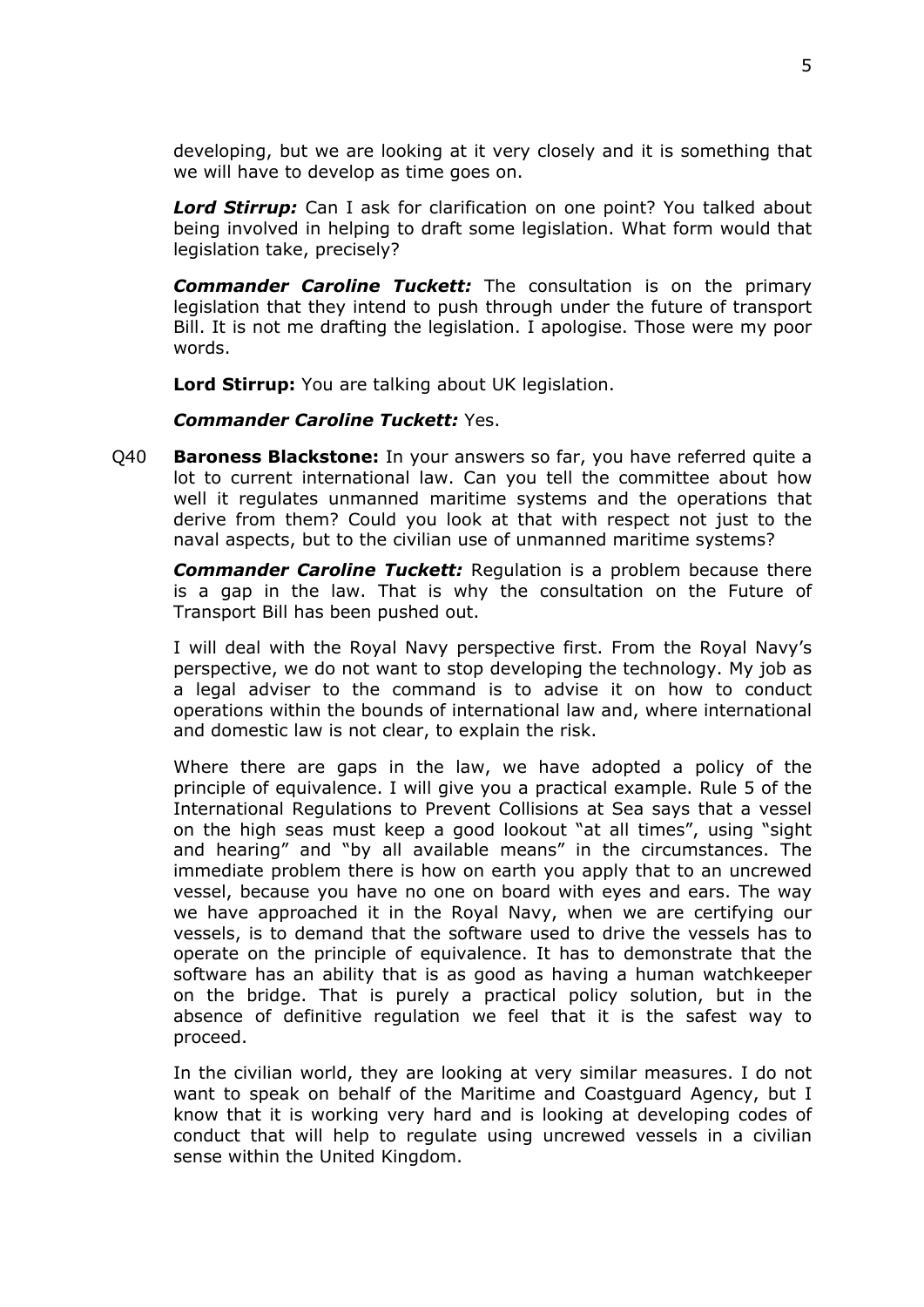developing, but we are looking at it very closely and it is something that we will have to develop as time goes on.

***Lord Stirrup:*** Can I ask for clarification on one point? You talked about being involved in helping to draft some legislation. What form would that legislation take, precisely?

***Commander Caroline Tuckett:*** The consultation is on the primary legislation that they intend to push through under the future of transport Bill. It is not me drafting the legislation. I apologise. Those were my poor words.

**Lord Stirrup:** You are talking about UK legislation.

***Commander Caroline Tuckett:*** Yes.

Q40 **Baroness Blackstone:** In your answers so far, you have referred quite a lot to current international law. Can you tell the committee about how well it regulates unmanned maritime systems and the operations that derive from them? Could you look at that with respect not just to the naval aspects, but to the civilian use of unmanned maritime systems?

***Commander Caroline Tuckett:*** Regulation is a problem because there is a gap in the law. That is why the consultation on the Future of Transport Bill has been pushed out.

I will deal with the Royal Navy perspective first. From the Royal Navy's perspective, we do not want to stop developing the technology. My job as a legal adviser to the command is to advise it on how to conduct operations within the bounds of international law and, where international and domestic law is not clear, to explain the risk.

Where there are gaps in the law, we have adopted a policy of the principle of equivalence. I will give you a practical example. Rule 5 of the International Regulations to Prevent Collisions at Sea says that a vessel on the high seas must keep a good lookout "at all times", using "sight and hearing" and "by all available means" in the circumstances. The immediate problem there is how on earth you apply that to an uncrewed vessel, because you have no one on board with eyes and ears. The way we have approached it in the Royal Navy, when we are certifying our vessels, is to demand that the software used to drive the vessels has to operate on the principle of equivalence. It has to demonstrate that the software has an ability that is as good as having a human watchkeeper on the bridge. That is purely a practical policy solution, but in the absence of definitive regulation we feel that it is the safest way to proceed.

In the civilian world, they are looking at very similar measures. I do not want to speak on behalf of the Maritime and Coastguard Agency, but I know that it is working very hard and is looking at developing codes of conduct that will help to regulate using uncrewed vessels in a civilian sense within the United Kingdom.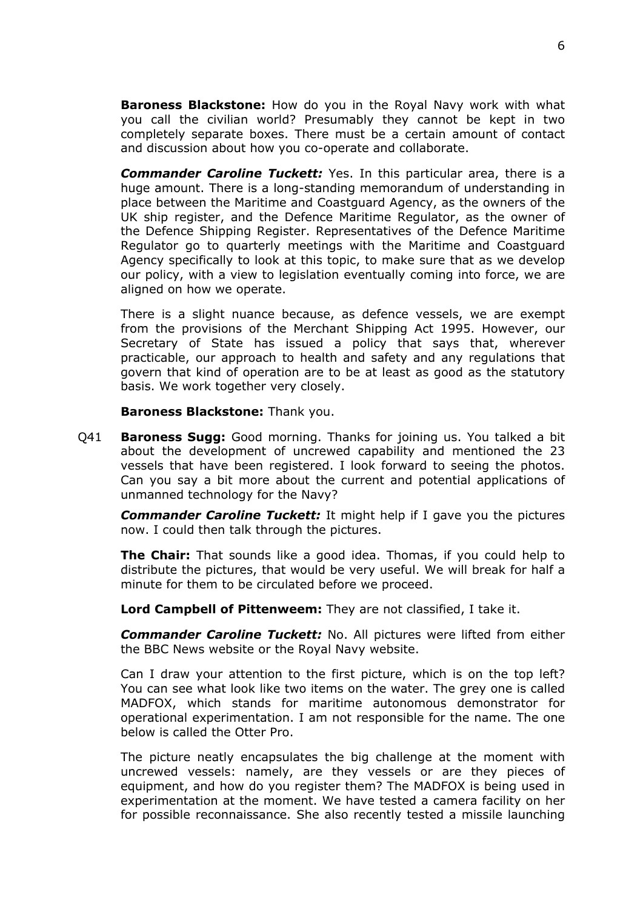**Baroness Blackstone:** How do you in the Royal Navy work with what you call the civilian world? Presumably they cannot be kept in two completely separate boxes. There must be a certain amount of contact and discussion about how you co-operate and collaborate.

***Commander Caroline Tuckett:*** Yes. In this particular area, there is a huge amount. There is a long-standing memorandum of understanding in place between the Maritime and Coastguard Agency, as the owners of the UK ship register, and the Defence Maritime Regulator, as the owner of the Defence Shipping Register. Representatives of the Defence Maritime Regulator go to quarterly meetings with the Maritime and Coastguard Agency specifically to look at this topic, to make sure that as we develop our policy, with a view to legislation eventually coming into force, we are aligned on how we operate.

There is a slight nuance because, as defence vessels, we are exempt from the provisions of the Merchant Shipping Act 1995. However, our Secretary of State has issued a policy that says that, wherever practicable, our approach to health and safety and any regulations that govern that kind of operation are to be at least as good as the statutory basis. We work together very closely.

**Baroness Blackstone:** Thank you.

Q41 **Baroness Sugg:** Good morning. Thanks for joining us. You talked a bit about the development of uncrewed capability and mentioned the 23 vessels that have been registered. I look forward to seeing the photos. Can you say a bit more about the current and potential applications of unmanned technology for the Navy?

***Commander Caroline Tuckett:*** It might help if I gave you the pictures now. I could then talk through the pictures.

**The Chair:** That sounds like a good idea. Thomas, if you could help to distribute the pictures, that would be very useful. We will break for half a minute for them to be circulated before we proceed.

**Lord Campbell of Pittenweem:** They are not classified, I take it.

***Commander Caroline Tuckett:*** No. All pictures were lifted from either the BBC News website or the Royal Navy website.

Can I draw your attention to the first picture, which is on the top left? You can see what look like two items on the water. The grey one is called MADFOX, which stands for maritime autonomous demonstrator for operational experimentation. I am not responsible for the name. The one below is called the Otter Pro.

The picture neatly encapsulates the big challenge at the moment with uncrewed vessels: namely, are they vessels or are they pieces of equipment, and how do you register them? The MADFOX is being used in experimentation at the moment. We have tested a camera facility on her for possible reconnaissance. She also recently tested a missile launching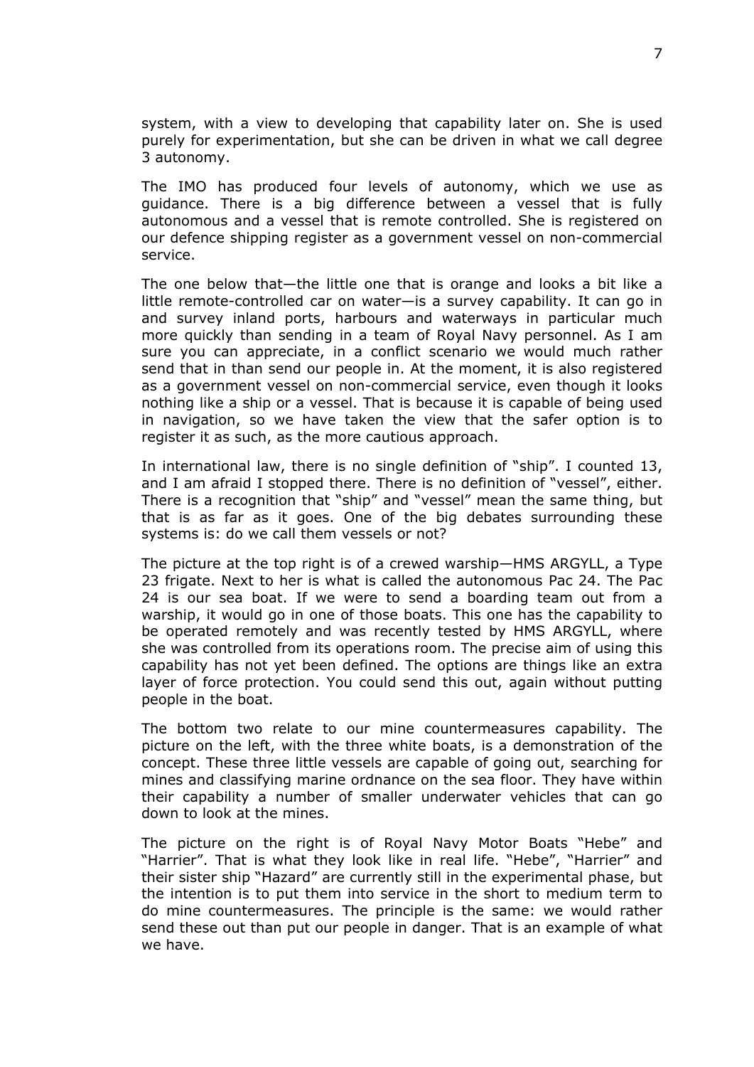system, with a view to developing that capability later on. She is used purely for experimentation, but she can be driven in what we call degree 3 autonomy.

The IMO has produced four levels of autonomy, which we use as guidance. There is a big difference between a vessel that is fully autonomous and a vessel that is remote controlled. She is registered on our defence shipping register as a government vessel on non-commercial service.

The one below that—the little one that is orange and looks a bit like a little remote-controlled car on water—is a survey capability. It can go in and survey inland ports, harbours and waterways in particular much more quickly than sending in a team of Royal Navy personnel. As I am sure you can appreciate, in a conflict scenario we would much rather send that in than send our people in. At the moment, it is also registered as a government vessel on non-commercial service, even though it looks nothing like a ship or a vessel. That is because it is capable of being used in navigation, so we have taken the view that the safer option is to register it as such, as the more cautious approach.

In international law, there is no single definition of "ship". I counted 13, and I am afraid I stopped there. There is no definition of "vessel", either. There is a recognition that "ship" and "vessel" mean the same thing, but that is as far as it goes. One of the big debates surrounding these systems is: do we call them vessels or not?

The picture at the top right is of a crewed warship—HMS ARGYLL, a Type 23 frigate. Next to her is what is called the autonomous Pac 24. The Pac 24 is our sea boat. If we were to send a boarding team out from a warship, it would go in one of those boats. This one has the capability to be operated remotely and was recently tested by HMS ARGYLL, where she was controlled from its operations room. The precise aim of using this capability has not yet been defined. The options are things like an extra layer of force protection. You could send this out, again without putting people in the boat.

The bottom two relate to our mine countermeasures capability. The picture on the left, with the three white boats, is a demonstration of the concept. These three little vessels are capable of going out, searching for mines and classifying marine ordnance on the sea floor. They have within their capability a number of smaller underwater vehicles that can go down to look at the mines.

The picture on the right is of Royal Navy Motor Boats "Hebe" and "Harrier". That is what they look like in real life. "Hebe", "Harrier" and their sister ship "Hazard" are currently still in the experimental phase, but the intention is to put them into service in the short to medium term to do mine countermeasures. The principle is the same: we would rather send these out than put our people in danger. That is an example of what we have.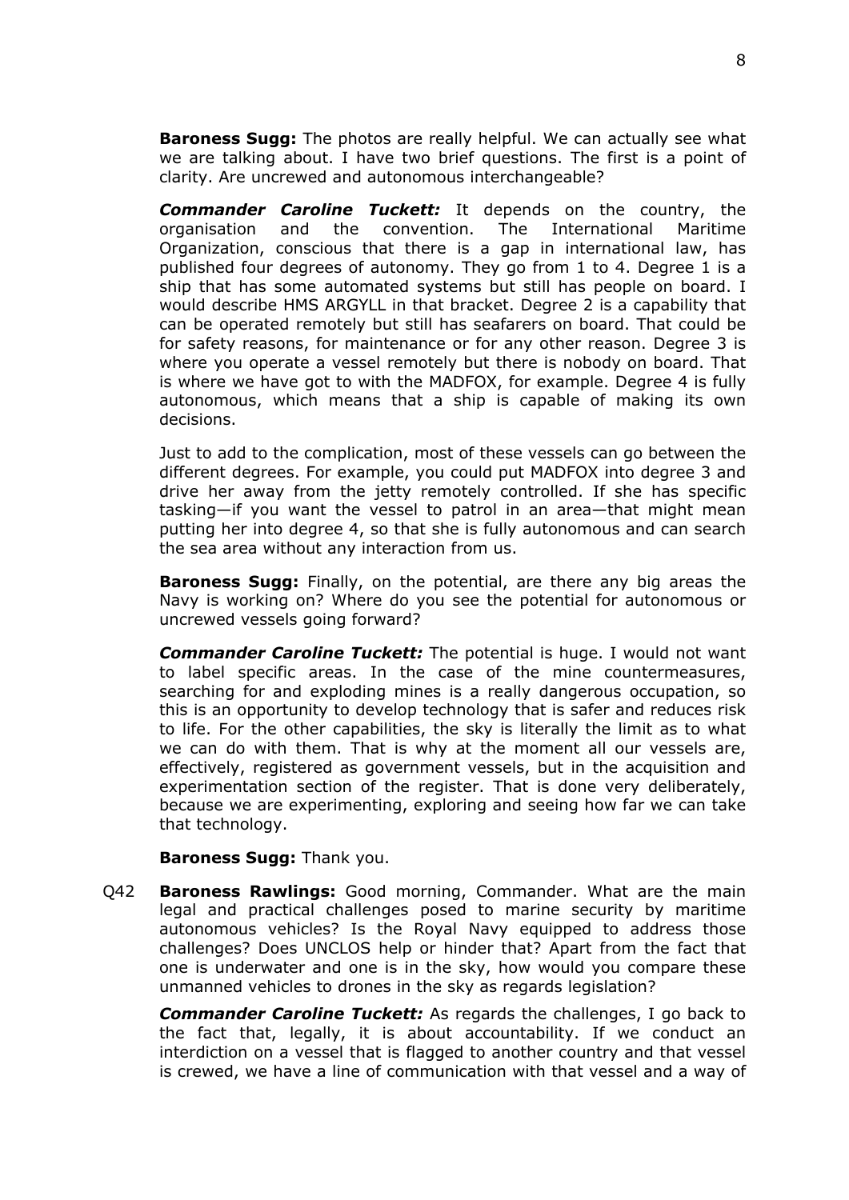**Baroness Sugg:** The photos are really helpful. We can actually see what we are talking about. I have two brief questions. The first is a point of clarity. Are uncrewed and autonomous interchangeable?

***Commander Caroline Tuckett:*** It depends on the country, the organisation and the convention. The International Maritime Organization, conscious that there is a gap in international law, has published four degrees of autonomy. They go from 1 to 4. Degree 1 is a ship that has some automated systems but still has people on board. I would describe HMS ARGYLL in that bracket. Degree 2 is a capability that can be operated remotely but still has seafarers on board. That could be for safety reasons, for maintenance or for any other reason. Degree 3 is where you operate a vessel remotely but there is nobody on board. That is where we have got to with the MADFOX, for example. Degree 4 is fully autonomous, which means that a ship is capable of making its own decisions.

Just to add to the complication, most of these vessels can go between the different degrees. For example, you could put MADFOX into degree 3 and drive her away from the jetty remotely controlled. If she has specific tasking—if you want the vessel to patrol in an area—that might mean putting her into degree 4, so that she is fully autonomous and can search the sea area without any interaction from us.

**Baroness Sugg:** Finally, on the potential, are there any big areas the Navy is working on? Where do you see the potential for autonomous or uncrewed vessels going forward?

***Commander Caroline Tuckett:*** The potential is huge. I would not want to label specific areas. In the case of the mine countermeasures, searching for and exploding mines is a really dangerous occupation, so this is an opportunity to develop technology that is safer and reduces risk to life. For the other capabilities, the sky is literally the limit as to what we can do with them. That is why at the moment all our vessels are, effectively, registered as government vessels, but in the acquisition and experimentation section of the register. That is done very deliberately, because we are experimenting, exploring and seeing how far we can take that technology.

**Baroness Sugg:** Thank you.

Q42 **Baroness Rawlings:** Good morning, Commander. What are the main legal and practical challenges posed to marine security by maritime autonomous vehicles? Is the Royal Navy equipped to address those challenges? Does UNCLOS help or hinder that? Apart from the fact that one is underwater and one is in the sky, how would you compare these unmanned vehicles to drones in the sky as regards legislation?

***Commander Caroline Tuckett:*** As regards the challenges, I go back to the fact that, legally, it is about accountability. If we conduct an interdiction on a vessel that is flagged to another country and that vessel is crewed, we have a line of communication with that vessel and a way of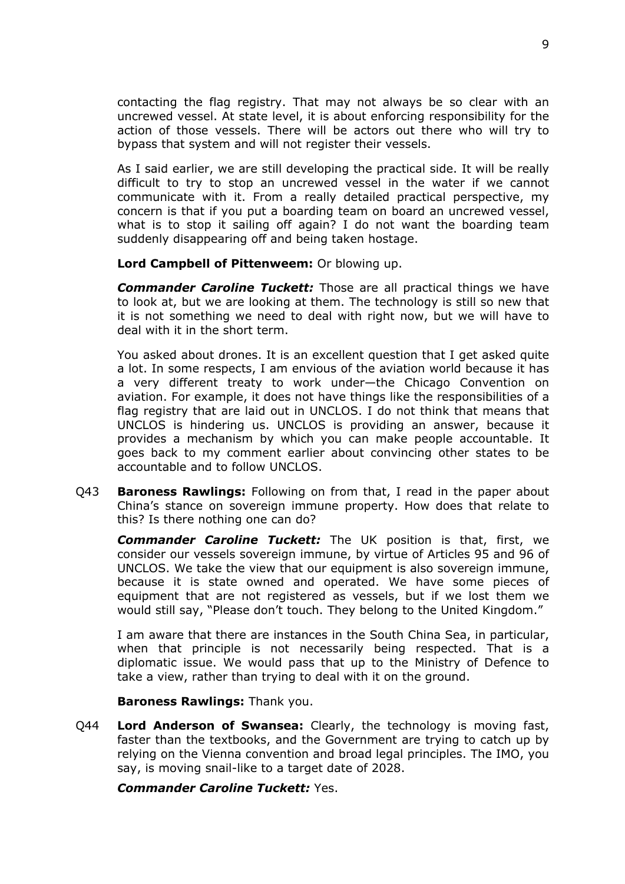contacting the flag registry. That may not always be so clear with an uncrewed vessel. At state level, it is about enforcing responsibility for the action of those vessels. There will be actors out there who will try to bypass that system and will not register their vessels.

As I said earlier, we are still developing the practical side. It will be really difficult to try to stop an uncrewed vessel in the water if we cannot communicate with it. From a really detailed practical perspective, my concern is that if you put a boarding team on board an uncrewed vessel, what is to stop it sailing off again? I do not want the boarding team suddenly disappearing off and being taken hostage.

**Lord Campbell of Pittenweem:** Or blowing up.

***Commander Caroline Tuckett:*** Those are all practical things we have to look at, but we are looking at them. The technology is still so new that it is not something we need to deal with right now, but we will have to deal with it in the short term.

You asked about drones. It is an excellent question that I get asked quite a lot. In some respects, I am envious of the aviation world because it has a very different treaty to work under—the Chicago Convention on aviation. For example, it does not have things like the responsibilities of a flag registry that are laid out in UNCLOS. I do not think that means that UNCLOS is hindering us. UNCLOS is providing an answer, because it provides a mechanism by which you can make people accountable. It goes back to my comment earlier about convincing other states to be accountable and to follow UNCLOS.

Q43 **Baroness Rawlings:** Following on from that, I read in the paper about China's stance on sovereign immune property. How does that relate to this? Is there nothing one can do?

***Commander Caroline Tuckett:*** The UK position is that, first, we consider our vessels sovereign immune, by virtue of Articles 95 and 96 of UNCLOS. We take the view that our equipment is also sovereign immune, because it is state owned and operated. We have some pieces of equipment that are not registered as vessels, but if we lost them we would still say, "Please don't touch. They belong to the United Kingdom."

I am aware that there are instances in the South China Sea, in particular, when that principle is not necessarily being respected. That is a diplomatic issue. We would pass that up to the Ministry of Defence to take a view, rather than trying to deal with it on the ground.

**Baroness Rawlings:** Thank you.

Q44 **Lord Anderson of Swansea:** Clearly, the technology is moving fast, faster than the textbooks, and the Government are trying to catch up by relying on the Vienna convention and broad legal principles. The IMO, you say, is moving snail-like to a target date of 2028.

***Commander Caroline Tuckett:*** Yes.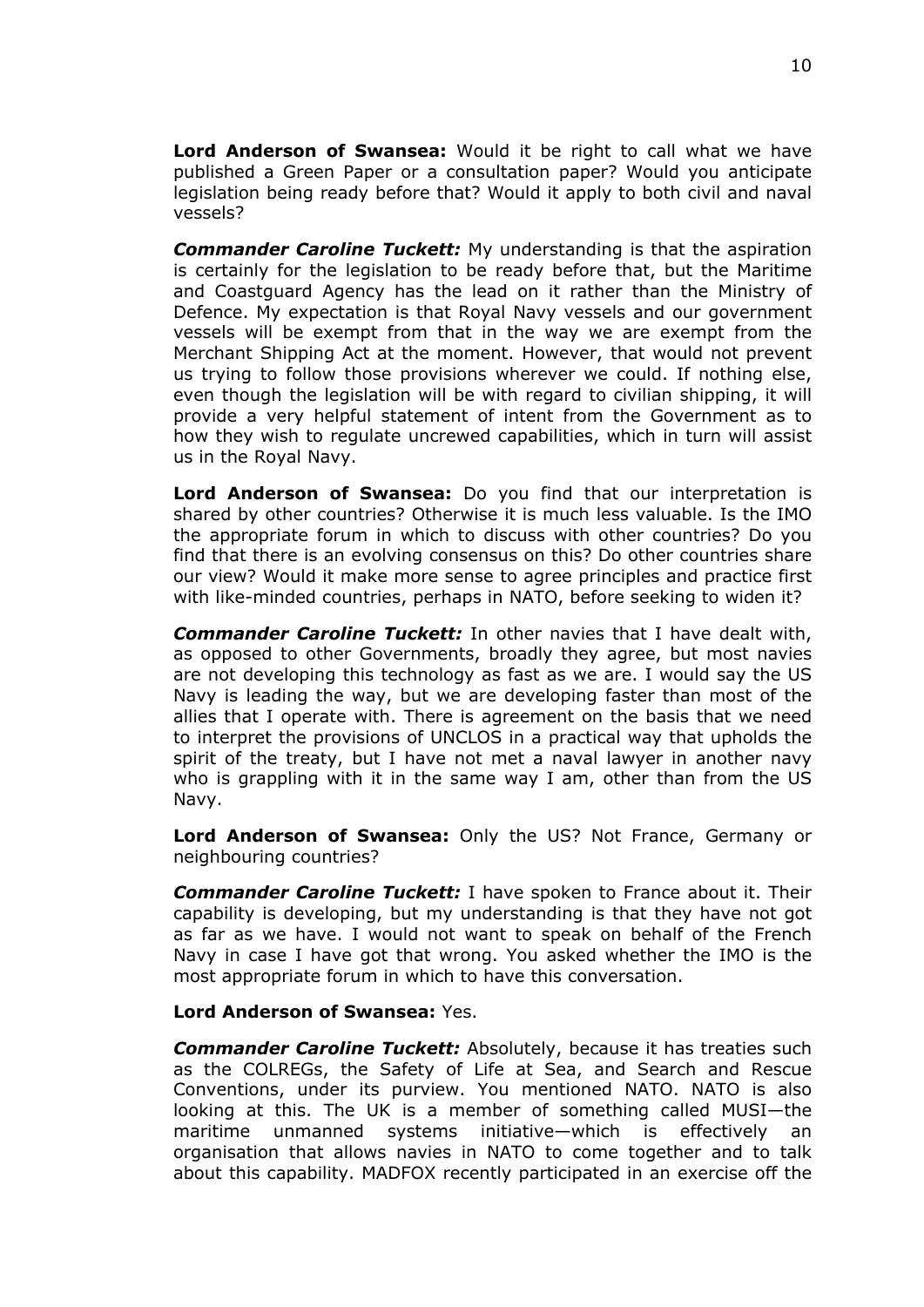**Lord Anderson of Swansea:** Would it be right to call what we have published a Green Paper or a consultation paper? Would you anticipate legislation being ready before that? Would it apply to both civil and naval vessels?

***Commander Caroline Tuckett:*** My understanding is that the aspiration is certainly for the legislation to be ready before that, but the Maritime and Coastguard Agency has the lead on it rather than the Ministry of Defence. My expectation is that Royal Navy vessels and our government vessels will be exempt from that in the way we are exempt from the Merchant Shipping Act at the moment. However, that would not prevent us trying to follow those provisions wherever we could. If nothing else, even though the legislation will be with regard to civilian shipping, it will provide a very helpful statement of intent from the Government as to how they wish to regulate uncrewed capabilities, which in turn will assist us in the Royal Navy.

**Lord Anderson of Swansea:** Do you find that our interpretation is shared by other countries? Otherwise it is much less valuable. Is the IMO the appropriate forum in which to discuss with other countries? Do you find that there is an evolving consensus on this? Do other countries share our view? Would it make more sense to agree principles and practice first with like-minded countries, perhaps in NATO, before seeking to widen it?

***Commander Caroline Tuckett:*** In other navies that I have dealt with, as opposed to other Governments, broadly they agree, but most navies are not developing this technology as fast as we are. I would say the US Navy is leading the way, but we are developing faster than most of the allies that I operate with. There is agreement on the basis that we need to interpret the provisions of UNCLOS in a practical way that upholds the spirit of the treaty, but I have not met a naval lawyer in another navy who is grappling with it in the same way I am, other than from the US Navy.

**Lord Anderson of Swansea:** Only the US? Not France, Germany or neighbouring countries?

***Commander Caroline Tuckett:*** I have spoken to France about it. Their capability is developing, but my understanding is that they have not got as far as we have. I would not want to speak on behalf of the French Navy in case I have got that wrong. You asked whether the IMO is the most appropriate forum in which to have this conversation.

**Lord Anderson of Swansea:** Yes.

***Commander Caroline Tuckett:*** Absolutely, because it has treaties such as the COLREGs, the Safety of Life at Sea, and Search and Rescue Conventions, under its purview. You mentioned NATO. NATO is also looking at this. The UK is a member of something called MUSI—the maritime unmanned systems initiative—which is effectively an organisation that allows navies in NATO to come together and to talk about this capability. MADFOX recently participated in an exercise off the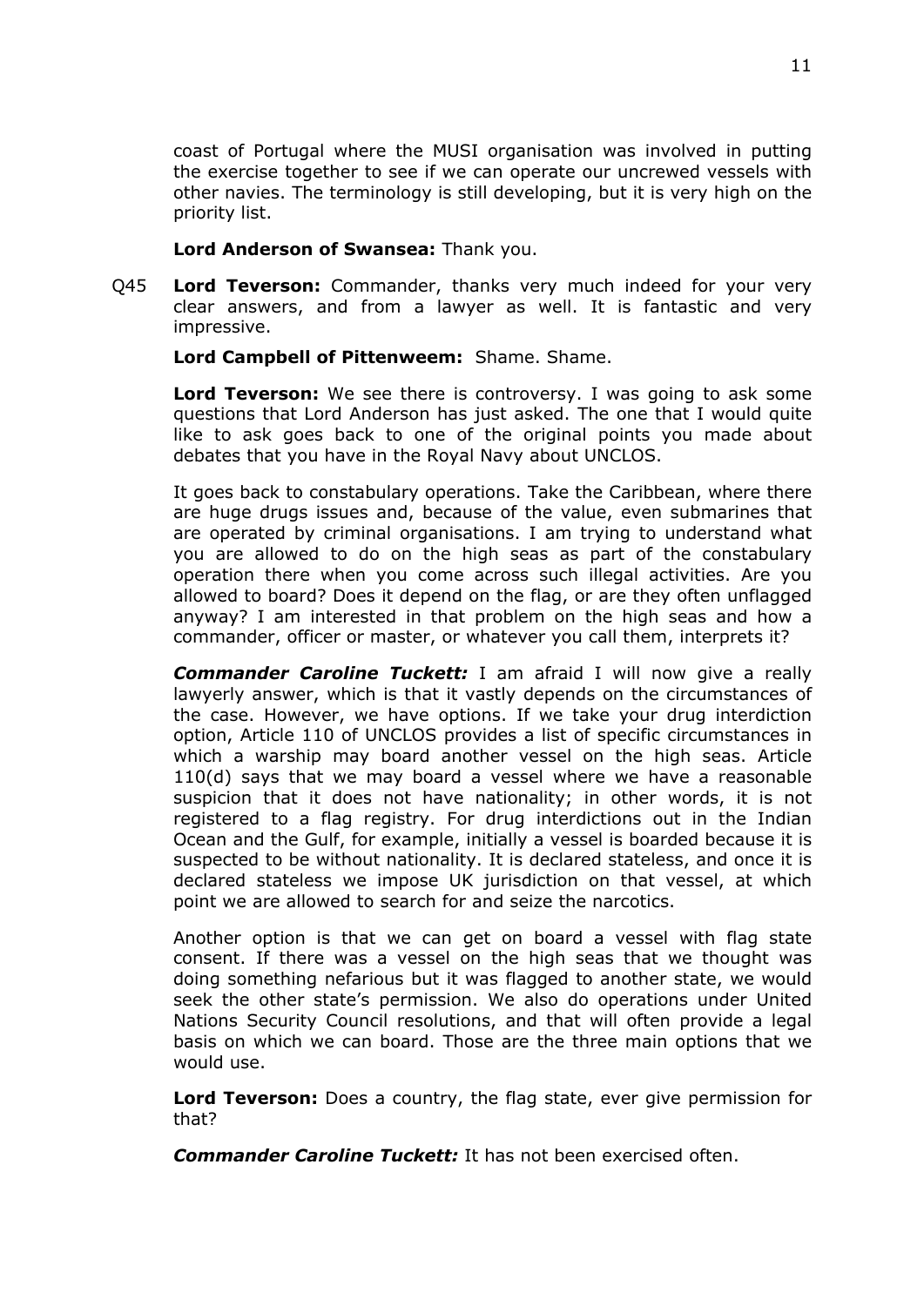coast of Portugal where the MUSI organisation was involved in putting the exercise together to see if we can operate our uncrewed vessels with other navies. The terminology is still developing, but it is very high on the priority list.

**Lord Anderson of Swansea:** Thank you.

Q45 **Lord Teverson:** Commander, thanks very much indeed for your very clear answers, and from a lawyer as well. It is fantastic and very impressive.

**Lord Campbell of Pittenweem:** Shame. Shame.

**Lord Teverson:** We see there is controversy. I was going to ask some questions that Lord Anderson has just asked. The one that I would quite like to ask goes back to one of the original points you made about debates that you have in the Royal Navy about UNCLOS.

It goes back to constabulary operations. Take the Caribbean, where there are huge drugs issues and, because of the value, even submarines that are operated by criminal organisations. I am trying to understand what you are allowed to do on the high seas as part of the constabulary operation there when you come across such illegal activities. Are you allowed to board? Does it depend on the flag, or are they often unflagged anyway? I am interested in that problem on the high seas and how a commander, officer or master, or whatever you call them, interprets it?

***Commander Caroline Tuckett:*** I am afraid I will now give a really lawyerly answer, which is that it vastly depends on the circumstances of the case. However, we have options. If we take your drug interdiction option, Article 110 of UNCLOS provides a list of specific circumstances in which a warship may board another vessel on the high seas. Article 110(d) says that we may board a vessel where we have a reasonable suspicion that it does not have nationality; in other words, it is not registered to a flag registry. For drug interdictions out in the Indian Ocean and the Gulf, for example, initially a vessel is boarded because it is suspected to be without nationality. It is declared stateless, and once it is declared stateless we impose UK jurisdiction on that vessel, at which point we are allowed to search for and seize the narcotics.

Another option is that we can get on board a vessel with flag state consent. If there was a vessel on the high seas that we thought was doing something nefarious but it was flagged to another state, we would seek the other state's permission. We also do operations under United Nations Security Council resolutions, and that will often provide a legal basis on which we can board. Those are the three main options that we would use.

**Lord Teverson:** Does a country, the flag state, ever give permission for that?

***Commander Caroline Tuckett:*** It has not been exercised often.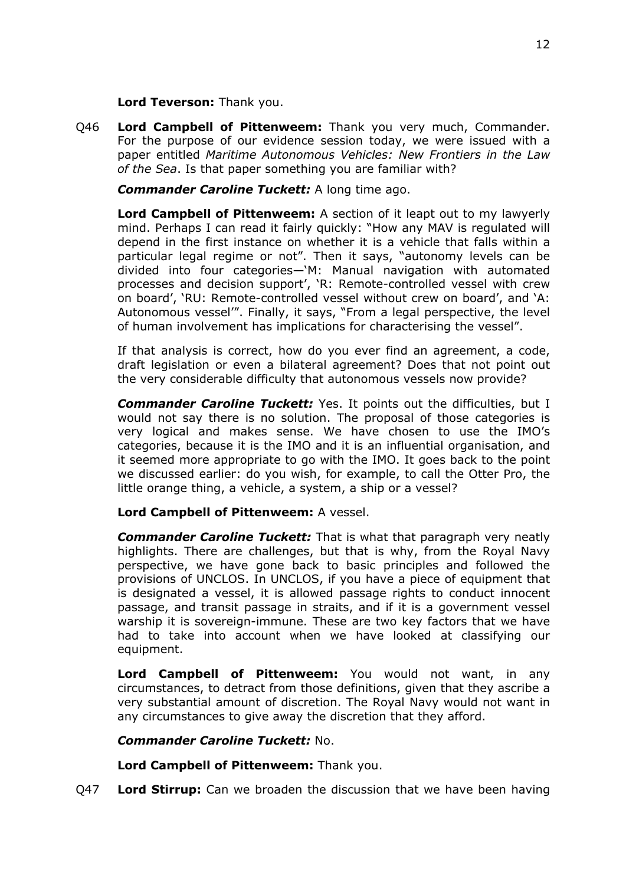**Lord Teverson:** Thank you.

Q46 **Lord Campbell of Pittenweem:** Thank you very much, Commander. For the purpose of our evidence session today, we were issued with a paper entitled *Maritime Autonomous Vehicles: New Frontiers in the Law of the Sea*. Is that paper something you are familiar with?

***Commander Caroline Tuckett:*** A long time ago.

**Lord Campbell of Pittenweem:** A section of it leapt out to my lawyerly mind. Perhaps I can read it fairly quickly: "How any MAV is regulated will depend in the first instance on whether it is a vehicle that falls within a particular legal regime or not". Then it says, "autonomy levels can be divided into four categories—'M: Manual navigation with automated processes and decision support', 'R: Remote-controlled vessel with crew on board', 'RU: Remote-controlled vessel without crew on board', and 'A: Autonomous vessel'". Finally, it says, "From a legal perspective, the level of human involvement has implications for characterising the vessel".

If that analysis is correct, how do you ever find an agreement, a code, draft legislation or even a bilateral agreement? Does that not point out the very considerable difficulty that autonomous vessels now provide?

***Commander Caroline Tuckett:*** Yes. It points out the difficulties, but I would not say there is no solution. The proposal of those categories is very logical and makes sense. We have chosen to use the IMO's categories, because it is the IMO and it is an influential organisation, and it seemed more appropriate to go with the IMO. It goes back to the point we discussed earlier: do you wish, for example, to call the Otter Pro, the little orange thing, a vehicle, a system, a ship or a vessel?

**Lord Campbell of Pittenweem:** A vessel.

***Commander Caroline Tuckett:*** That is what that paragraph very neatly highlights. There are challenges, but that is why, from the Royal Navy perspective, we have gone back to basic principles and followed the provisions of UNCLOS. In UNCLOS, if you have a piece of equipment that is designated a vessel, it is allowed passage rights to conduct innocent passage, and transit passage in straits, and if it is a government vessel warship it is sovereign-immune. These are two key factors that we have had to take into account when we have looked at classifying our equipment.

**Lord Campbell of Pittenweem:** You would not want, in any circumstances, to detract from those definitions, given that they ascribe a very substantial amount of discretion. The Royal Navy would not want in any circumstances to give away the discretion that they afford.

***Commander Caroline Tuckett:*** No.

**Lord Campbell of Pittenweem:** Thank you.

Q47 **Lord Stirrup:** Can we broaden the discussion that we have been having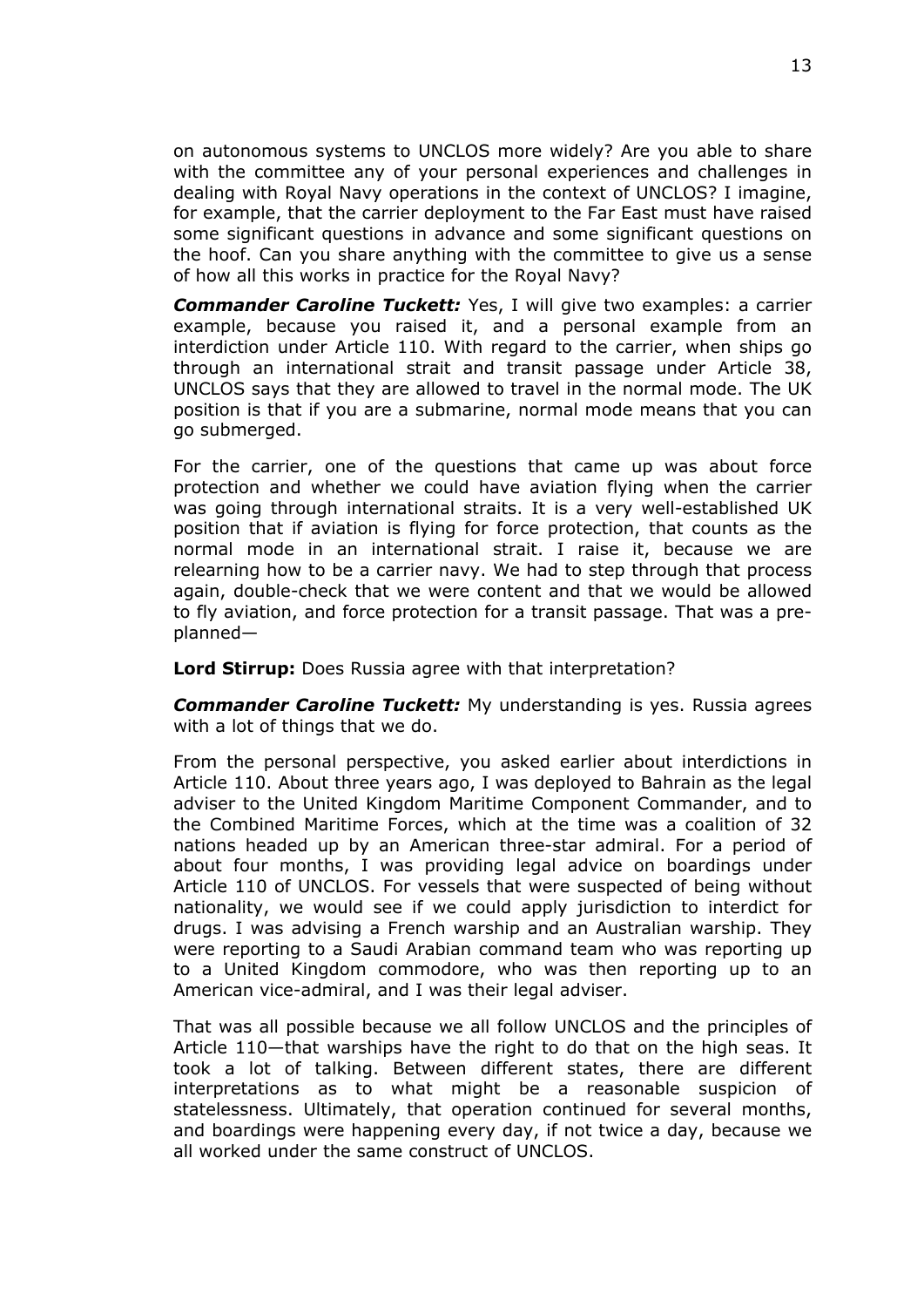on autonomous systems to UNCLOS more widely? Are you able to share with the committee any of your personal experiences and challenges in dealing with Royal Navy operations in the context of UNCLOS? I imagine, for example, that the carrier deployment to the Far East must have raised some significant questions in advance and some significant questions on the hoof. Can you share anything with the committee to give us a sense of how all this works in practice for the Royal Navy?

***Commander Caroline Tuckett:*** Yes, I will give two examples: a carrier example, because you raised it, and a personal example from an interdiction under Article 110. With regard to the carrier, when ships go through an international strait and transit passage under Article 38, UNCLOS says that they are allowed to travel in the normal mode. The UK position is that if you are a submarine, normal mode means that you can go submerged.

For the carrier, one of the questions that came up was about force protection and whether we could have aviation flying when the carrier was going through international straits. It is a very well-established UK position that if aviation is flying for force protection, that counts as the normal mode in an international strait. I raise it, because we are relearning how to be a carrier navy. We had to step through that process again, double-check that we were content and that we would be allowed to fly aviation, and force protection for a transit passage. That was a pre-planned—

**Lord Stirrup:** Does Russia agree with that interpretation?

***Commander Caroline Tuckett:*** My understanding is yes. Russia agrees with a lot of things that we do.

From the personal perspective, you asked earlier about interdictions in Article 110. About three years ago, I was deployed to Bahrain as the legal adviser to the United Kingdom Maritime Component Commander, and to the Combined Maritime Forces, which at the time was a coalition of 32 nations headed up by an American three-star admiral. For a period of about four months, I was providing legal advice on boardings under Article 110 of UNCLOS. For vessels that were suspected of being without nationality, we would see if we could apply jurisdiction to interdict for drugs. I was advising a French warship and an Australian warship. They were reporting to a Saudi Arabian command team who was reporting up to a United Kingdom commodore, who was then reporting up to an American vice-admiral, and I was their legal adviser.

That was all possible because we all follow UNCLOS and the principles of Article 110—that warships have the right to do that on the high seas. It took a lot of talking. Between different states, there are different interpretations as to what might be a reasonable suspicion of statelessness. Ultimately, that operation continued for several months, and boardings were happening every day, if not twice a day, because we all worked under the same construct of UNCLOS.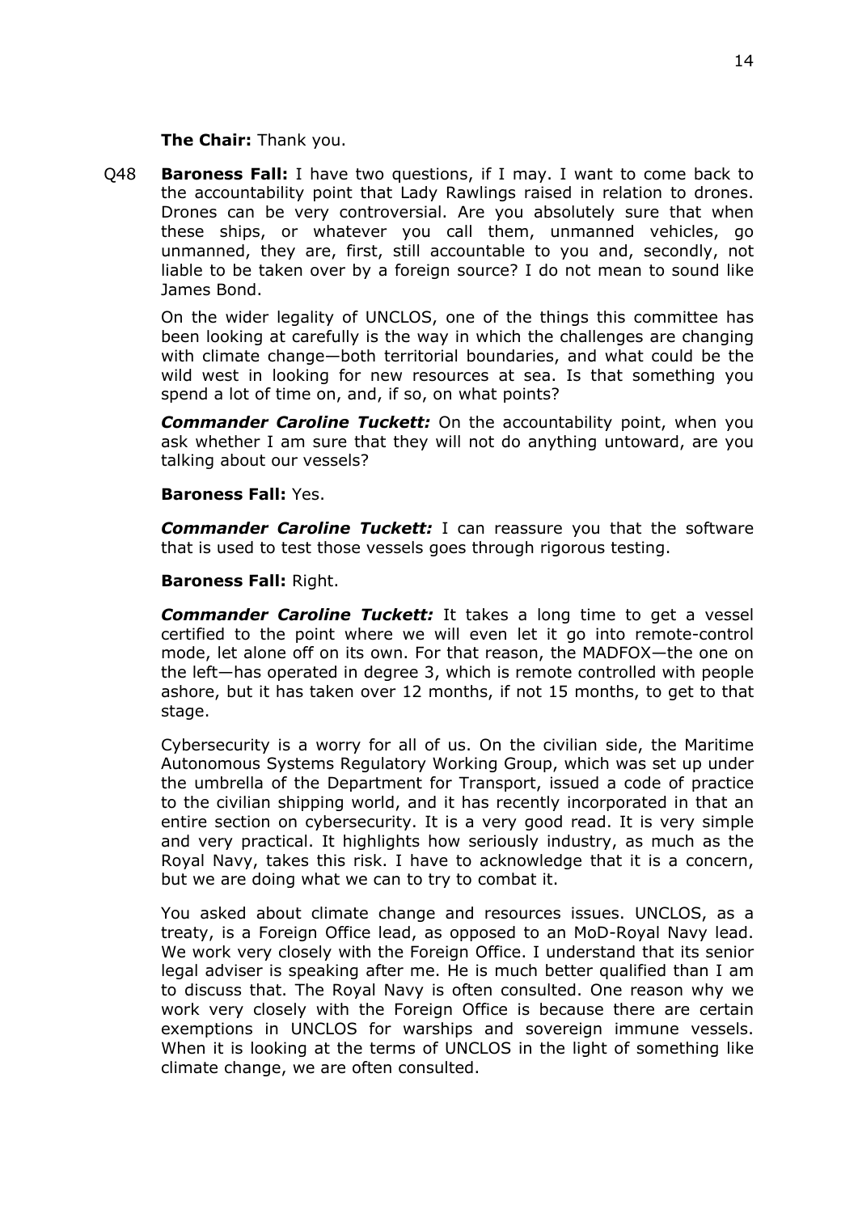**The Chair:** Thank you.

Q48 **Baroness Fall:** I have two questions, if I may. I want to come back to the accountability point that Lady Rawlings raised in relation to drones. Drones can be very controversial. Are you absolutely sure that when these ships, or whatever you call them, unmanned vehicles, go unmanned, they are, first, still accountable to you and, secondly, not liable to be taken over by a foreign source? I do not mean to sound like James Bond.

On the wider legality of UNCLOS, one of the things this committee has been looking at carefully is the way in which the challenges are changing with climate change—both territorial boundaries, and what could be the wild west in looking for new resources at sea. Is that something you spend a lot of time on, and, if so, on what points?

***Commander Caroline Tuckett:*** On the accountability point, when you ask whether I am sure that they will not do anything untoward, are you talking about our vessels?

**Baroness Fall:** Yes.

***Commander Caroline Tuckett:*** I can reassure you that the software that is used to test those vessels goes through rigorous testing.

**Baroness Fall:** Right.

***Commander Caroline Tuckett:*** It takes a long time to get a vessel certified to the point where we will even let it go into remote-control mode, let alone off on its own. For that reason, the MADFOX—the one on the left—has operated in degree 3, which is remote controlled with people ashore, but it has taken over 12 months, if not 15 months, to get to that stage.

Cybersecurity is a worry for all of us. On the civilian side, the Maritime Autonomous Systems Regulatory Working Group, which was set up under the umbrella of the Department for Transport, issued a code of practice to the civilian shipping world, and it has recently incorporated in that an entire section on cybersecurity. It is a very good read. It is very simple and very practical. It highlights how seriously industry, as much as the Royal Navy, takes this risk. I have to acknowledge that it is a concern, but we are doing what we can to try to combat it.

You asked about climate change and resources issues. UNCLOS, as a treaty, is a Foreign Office lead, as opposed to an MoD-Royal Navy lead. We work very closely with the Foreign Office. I understand that its senior legal adviser is speaking after me. He is much better qualified than I am to discuss that. The Royal Navy is often consulted. One reason why we work very closely with the Foreign Office is because there are certain exemptions in UNCLOS for warships and sovereign immune vessels. When it is looking at the terms of UNCLOS in the light of something like climate change, we are often consulted.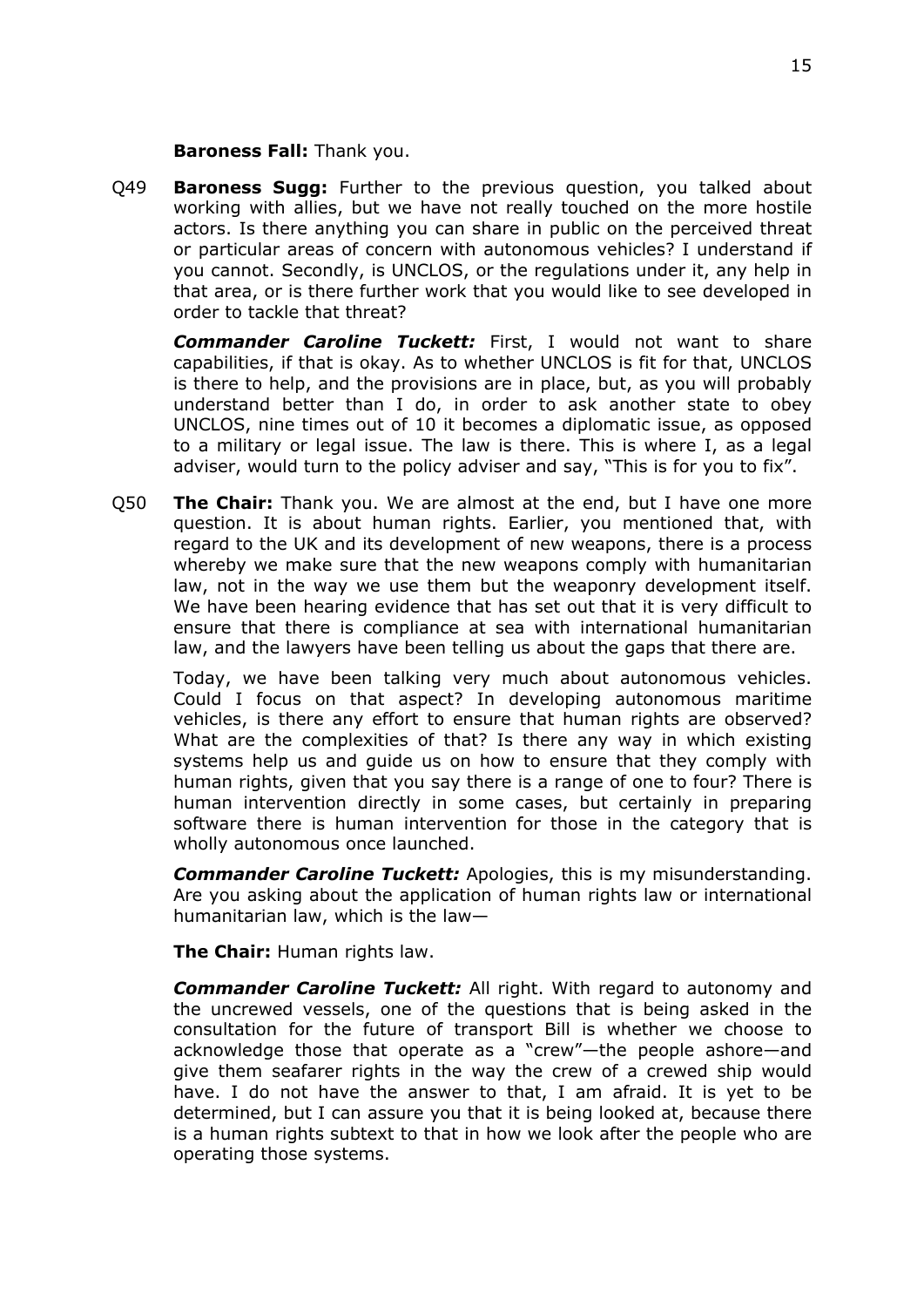**Baroness Fall:** Thank you.

Q49 **Baroness Sugg:** Further to the previous question, you talked about working with allies, but we have not really touched on the more hostile actors. Is there anything you can share in public on the perceived threat or particular areas of concern with autonomous vehicles? I understand if you cannot. Secondly, is UNCLOS, or the regulations under it, any help in that area, or is there further work that you would like to see developed in order to tackle that threat?

***Commander Caroline Tuckett:*** First, I would not want to share capabilities, if that is okay. As to whether UNCLOS is fit for that, UNCLOS is there to help, and the provisions are in place, but, as you will probably understand better than I do, in order to ask another state to obey UNCLOS, nine times out of 10 it becomes a diplomatic issue, as opposed to a military or legal issue. The law is there. This is where I, as a legal adviser, would turn to the policy adviser and say, "This is for you to fix".

Q50 **The Chair:** Thank you. We are almost at the end, but I have one more question. It is about human rights. Earlier, you mentioned that, with regard to the UK and its development of new weapons, there is a process whereby we make sure that the new weapons comply with humanitarian law, not in the way we use them but the weaponry development itself. We have been hearing evidence that has set out that it is very difficult to ensure that there is compliance at sea with international humanitarian law, and the lawyers have been telling us about the gaps that there are.

Today, we have been talking very much about autonomous vehicles. Could I focus on that aspect? In developing autonomous maritime vehicles, is there any effort to ensure that human rights are observed? What are the complexities of that? Is there any way in which existing systems help us and guide us on how to ensure that they comply with human rights, given that you say there is a range of one to four? There is human intervention directly in some cases, but certainly in preparing software there is human intervention for those in the category that is wholly autonomous once launched.

***Commander Caroline Tuckett:*** Apologies, this is my misunderstanding. Are you asking about the application of human rights law or international humanitarian law, which is the law—

**The Chair:** Human rights law.

***Commander Caroline Tuckett:*** All right. With regard to autonomy and the uncrewed vessels, one of the questions that is being asked in the consultation for the future of transport Bill is whether we choose to acknowledge those that operate as a "crew"—the people ashore—and give them seafarer rights in the way the crew of a crewed ship would have. I do not have the answer to that, I am afraid. It is yet to be determined, but I can assure you that it is being looked at, because there is a human rights subtext to that in how we look after the people who are operating those systems.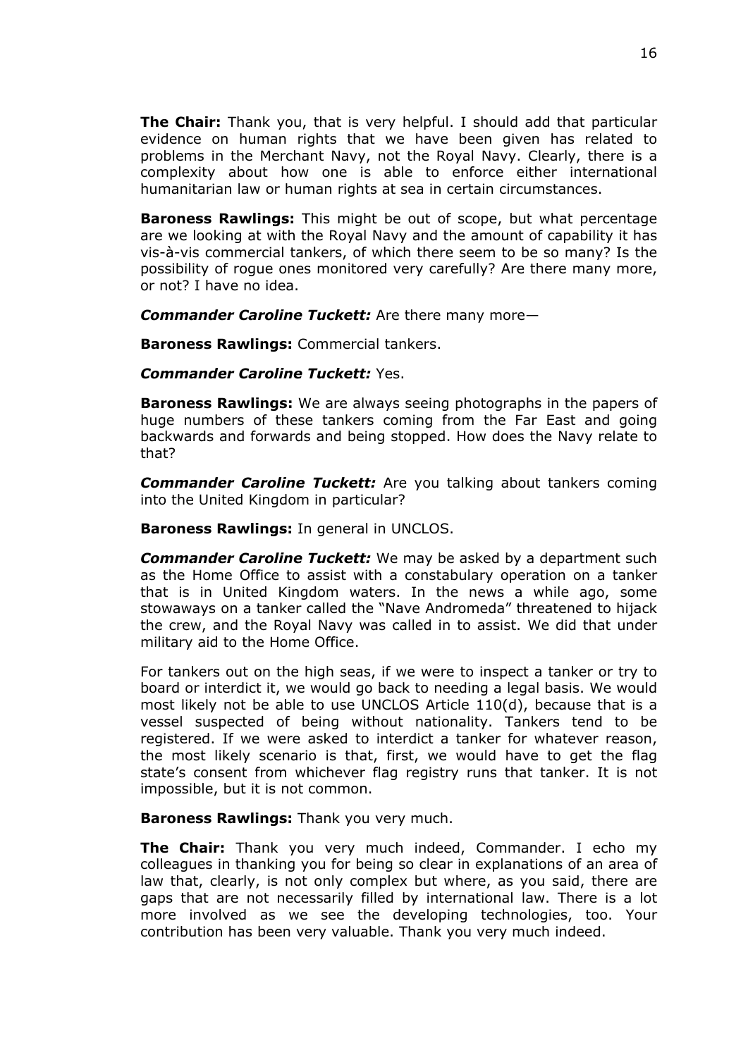**The Chair:** Thank you, that is very helpful. I should add that particular evidence on human rights that we have been given has related to problems in the Merchant Navy, not the Royal Navy. Clearly, there is a complexity about how one is able to enforce either international humanitarian law or human rights at sea in certain circumstances.

**Baroness Rawlings:** This might be out of scope, but what percentage are we looking at with the Royal Navy and the amount of capability it has vis-à-vis commercial tankers, of which there seem to be so many? Is the possibility of rogue ones monitored very carefully? Are there many more, or not? I have no idea.

***Commander Caroline Tuckett:*** Are there many more—

**Baroness Rawlings:** Commercial tankers.

***Commander Caroline Tuckett:*** Yes.

**Baroness Rawlings:** We are always seeing photographs in the papers of huge numbers of these tankers coming from the Far East and going backwards and forwards and being stopped. How does the Navy relate to that?

***Commander Caroline Tuckett:*** Are you talking about tankers coming into the United Kingdom in particular?

**Baroness Rawlings:** In general in UNCLOS.

***Commander Caroline Tuckett:*** We may be asked by a department such as the Home Office to assist with a constabulary operation on a tanker that is in United Kingdom waters. In the news a while ago, some stowaways on a tanker called the "Nave Andromeda" threatened to hijack the crew, and the Royal Navy was called in to assist. We did that under military aid to the Home Office.

For tankers out on the high seas, if we were to inspect a tanker or try to board or interdict it, we would go back to needing a legal basis. We would most likely not be able to use UNCLOS Article 110(d), because that is a vessel suspected of being without nationality. Tankers tend to be registered. If we were asked to interdict a tanker for whatever reason, the most likely scenario is that, first, we would have to get the flag state's consent from whichever flag registry runs that tanker. It is not impossible, but it is not common.

**Baroness Rawlings:** Thank you very much.

**The Chair:** Thank you very much indeed, Commander. I echo my colleagues in thanking you for being so clear in explanations of an area of law that, clearly, is not only complex but where, as you said, there are gaps that are not necessarily filled by international law. There is a lot more involved as we see the developing technologies, too. Your contribution has been very valuable. Thank you very much indeed.